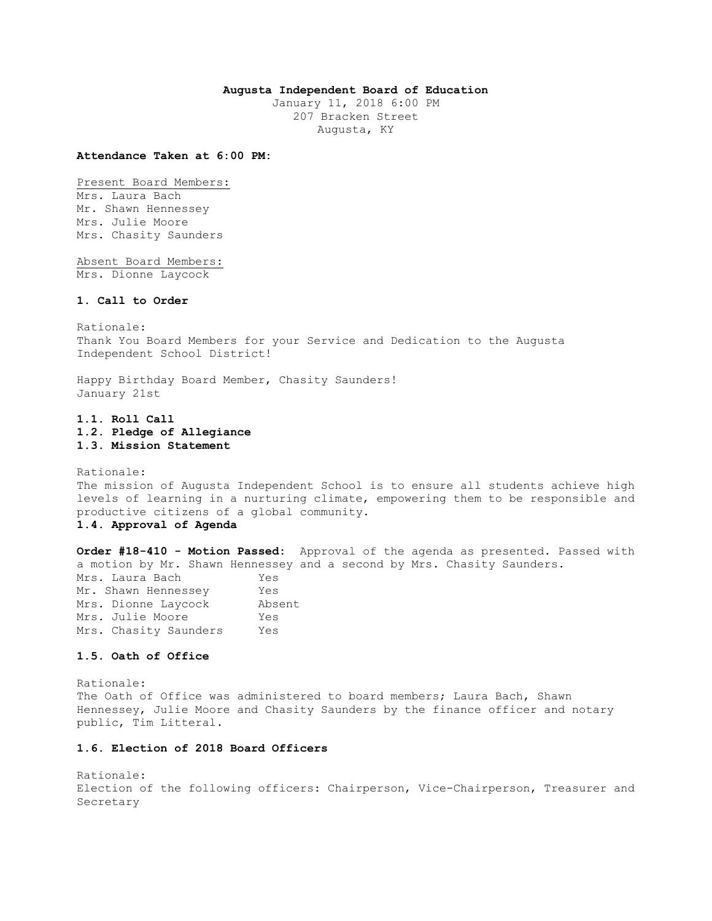**Augusta Independent Board of Education**
January 11, 2018 6:00 PM
207 Bracken Street
Augusta, KY

**Attendance Taken at 6:00 PM:**

Present Board Members:
Mrs. Laura Bach
Mr. Shawn Hennessey
Mrs. Julie Moore
Mrs. Chasity Saunders

Absent Board Members:
Mrs. Dionne Laycock

### 1. Call to Order

Rationale:
Thank You Board Members for your Service and Dedication to the Augusta Independent School District!

Happy Birthday Board Member, Chasity Saunders!
January 21st

**1.1. Roll Call**
**1.2. Pledge of Allegiance**
**1.3. Mission Statement**

Rationale:
The mission of Augusta Independent School is to ensure all students achieve high levels of learning in a nurturing climate, empowering them to be responsible and productive citizens of a global community.

**1.4. Approval of Agenda**

**Order #18-410 - Motion Passed:** Approval of the agenda as presented. Passed with a motion by Mr. Shawn Hennessey and a second by Mrs. Chasity Saunders.

| | |
|---|---|
| Mrs. Laura Bach | Yes |
| Mr. Shawn Hennessey | Yes |
| Mrs. Dionne Laycock | Absent |
| Mrs. Julie Moore | Yes |
| Mrs. Chasity Saunders | Yes |

**1.5. Oath of Office**

Rationale:
The Oath of Office was administered to board members; Laura Bach, Shawn Hennessey, Julie Moore and Chasity Saunders by the finance officer and notary public, Tim Litteral.

**1.6. Election of 2018 Board Officers**

Rationale:
Election of the following officers: Chairperson, Vice-Chairperson, Treasurer and Secretary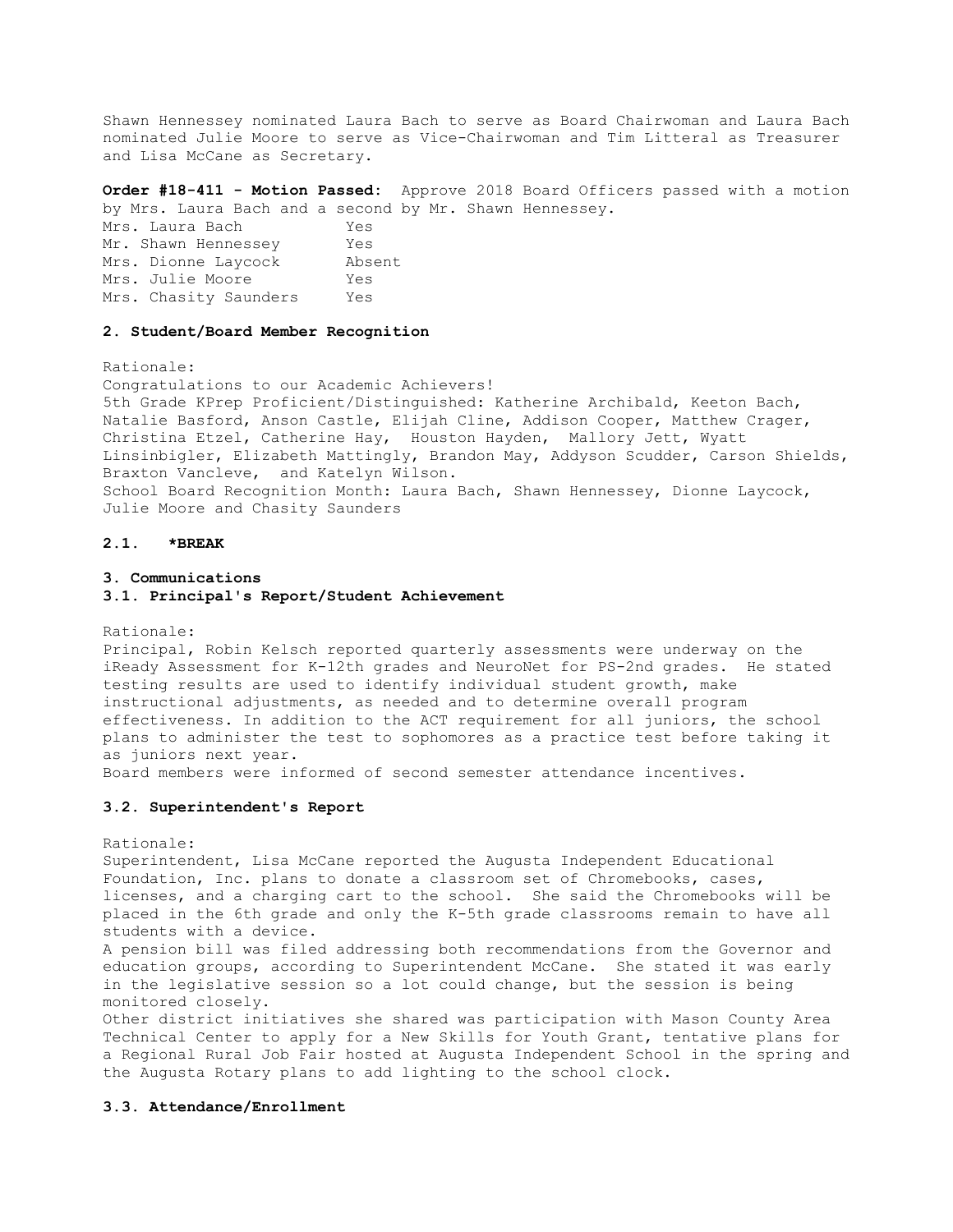Shawn Hennessey nominated Laura Bach to serve as Board Chairwoman and Laura Bach nominated Julie Moore to serve as Vice-Chairwoman and Tim Litteral as Treasurer and Lisa McCane as Secretary.

**Order #18-411 - Motion Passed:** Approve 2018 Board Officers passed with a motion by Mrs. Laura Bach and a second by Mr. Shawn Hennessey.

| | |
|---|---|
| Mrs. Laura Bach | Yes |
| Mr. Shawn Hennessey | Yes |
| Mrs. Dionne Laycock | Absent |
| Mrs. Julie Moore | Yes |
| Mrs. Chasity Saunders | Yes |

### 2. Student/Board Member Recognition

Rationale:
Congratulations to our Academic Achievers!
5th Grade KPrep Proficient/Distinguished: Katherine Archibald, Keeton Bach, Natalie Basford, Anson Castle, Elijah Cline, Addison Cooper, Matthew Crager, Christina Etzel, Catherine Hay, Houston Hayden, Mallory Jett, Wyatt Linsinbigler, Elizabeth Mattingly, Brandon May, Addyson Scudder, Carson Shields, Braxton Vancleve, and Katelyn Wilson.
School Board Recognition Month: Laura Bach, Shawn Hennessey, Dionne Laycock, Julie Moore and Chasity Saunders

### 2.1. *BREAK

### 3. Communications

### 3.1. Principal's Report/Student Achievement

Rationale:
Principal, Robin Kelsch reported quarterly assessments were underway on the iReady Assessment for K-12th grades and NeuroNet for PS-2nd grades. He stated testing results are used to identify individual student growth, make instructional adjustments, as needed and to determine overall program effectiveness. In addition to the ACT requirement for all juniors, the school plans to administer the test to sophomores as a practice test before taking it as juniors next year.
Board members were informed of second semester attendance incentives.

### 3.2. Superintendent's Report

Rationale:
Superintendent, Lisa McCane reported the Augusta Independent Educational Foundation, Inc. plans to donate a classroom set of Chromebooks, cases, licenses, and a charging cart to the school. She said the Chromebooks will be placed in the 6th grade and only the K-5th grade classrooms remain to have all students with a device.
A pension bill was filed addressing both recommendations from the Governor and education groups, according to Superintendent McCane. She stated it was early in the legislative session so a lot could change, but the session is being monitored closely.
Other district initiatives she shared was participation with Mason County Area Technical Center to apply for a New Skills for Youth Grant, tentative plans for a Regional Rural Job Fair hosted at Augusta Independent School in the spring and the Augusta Rotary plans to add lighting to the school clock.

### 3.3. Attendance/Enrollment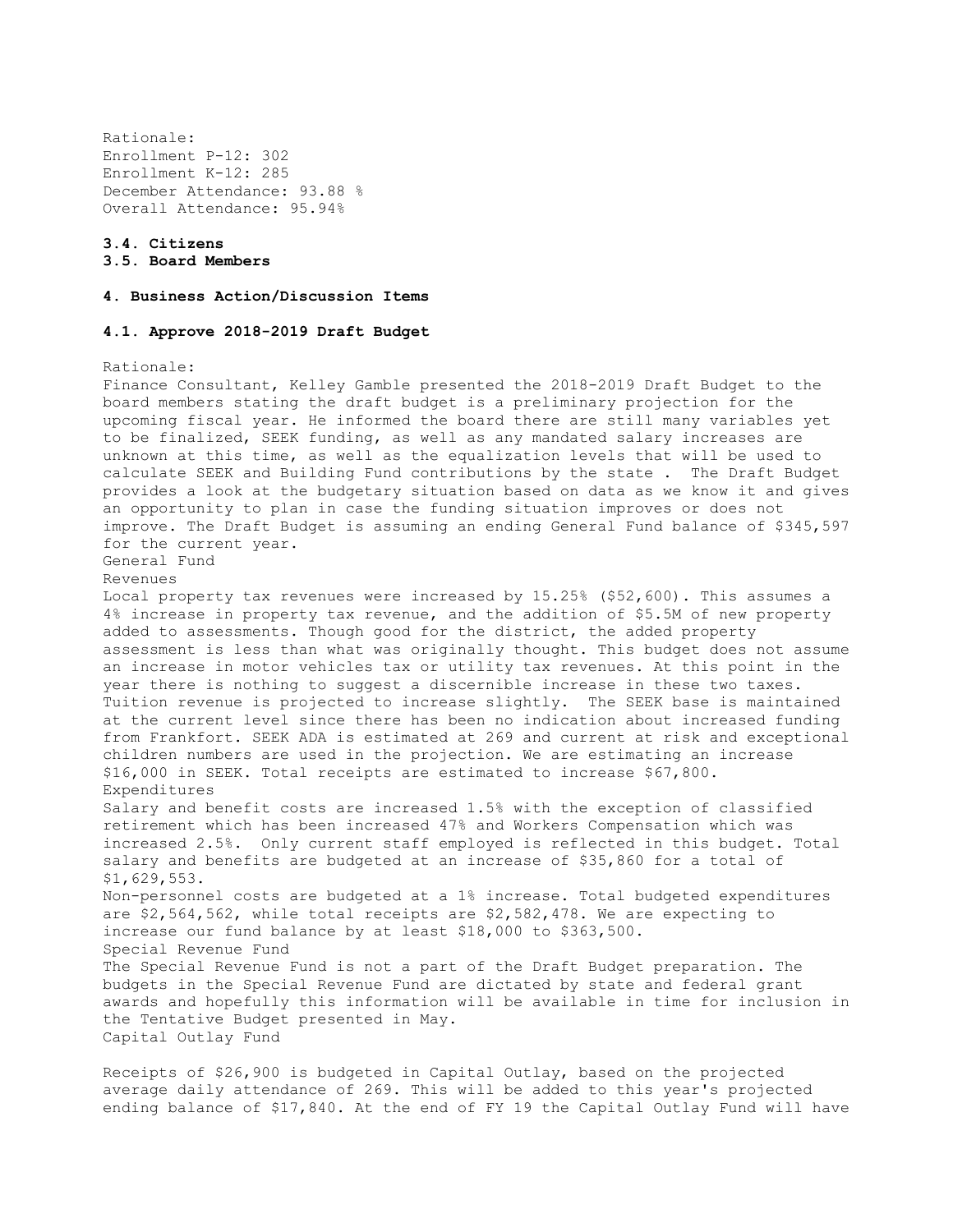Rationale:
Enrollment P-12: 302
Enrollment K-12: 285
December Attendance: 93.88 %
Overall Attendance: 95.94%

**3.4. Citizens**
**3.5. Board Members**

**4. Business Action/Discussion Items**

**4.1. Approve 2018-2019 Draft Budget**

Rationale:
Finance Consultant, Kelley Gamble presented the 2018-2019 Draft Budget to the board members stating the draft budget is a preliminary projection for the upcoming fiscal year. He informed the board there are still many variables yet to be finalized, SEEK funding, as well as any mandated salary increases are unknown at this time, as well as the equalization levels that will be used to calculate SEEK and Building Fund contributions by the state . The Draft Budget provides a look at the budgetary situation based on data as we know it and gives an opportunity to plan in case the funding situation improves or does not improve. The Draft Budget is assuming an ending General Fund balance of $345,597 for the current year.

General Fund

Revenues

Local property tax revenues were increased by 15.25% ($52,600). This assumes a 4% increase in property tax revenue, and the addition of $5.5M of new property added to assessments. Though good for the district, the added property assessment is less than what was originally thought. This budget does not assume an increase in motor vehicles tax or utility tax revenues. At this point in the year there is nothing to suggest a discernible increase in these two taxes. Tuition revenue is projected to increase slightly. The SEEK base is maintained at the current level since there has been no indication about increased funding from Frankfort. SEEK ADA is estimated at 269 and current at risk and exceptional children numbers are used in the projection. We are estimating an increase $16,000 in SEEK. Total receipts are estimated to increase $67,800.

Expenditures

Salary and benefit costs are increased 1.5% with the exception of classified retirement which has been increased 47% and Workers Compensation which was increased 2.5%. Only current staff employed is reflected in this budget. Total salary and benefits are budgeted at an increase of $35,860 for a total of $1,629,553.

Non-personnel costs are budgeted at a 1% increase. Total budgeted expenditures are $2,564,562, while total receipts are $2,582,478. We are expecting to increase our fund balance by at least $18,000 to $363,500.

Special Revenue Fund

The Special Revenue Fund is not a part of the Draft Budget preparation. The budgets in the Special Revenue Fund are dictated by state and federal grant awards and hopefully this information will be available in time for inclusion in the Tentative Budget presented in May.

Capital Outlay Fund

Receipts of $26,900 is budgeted in Capital Outlay, based on the projected average daily attendance of 269. This will be added to this year's projected ending balance of $17,840. At the end of FY 19 the Capital Outlay Fund will have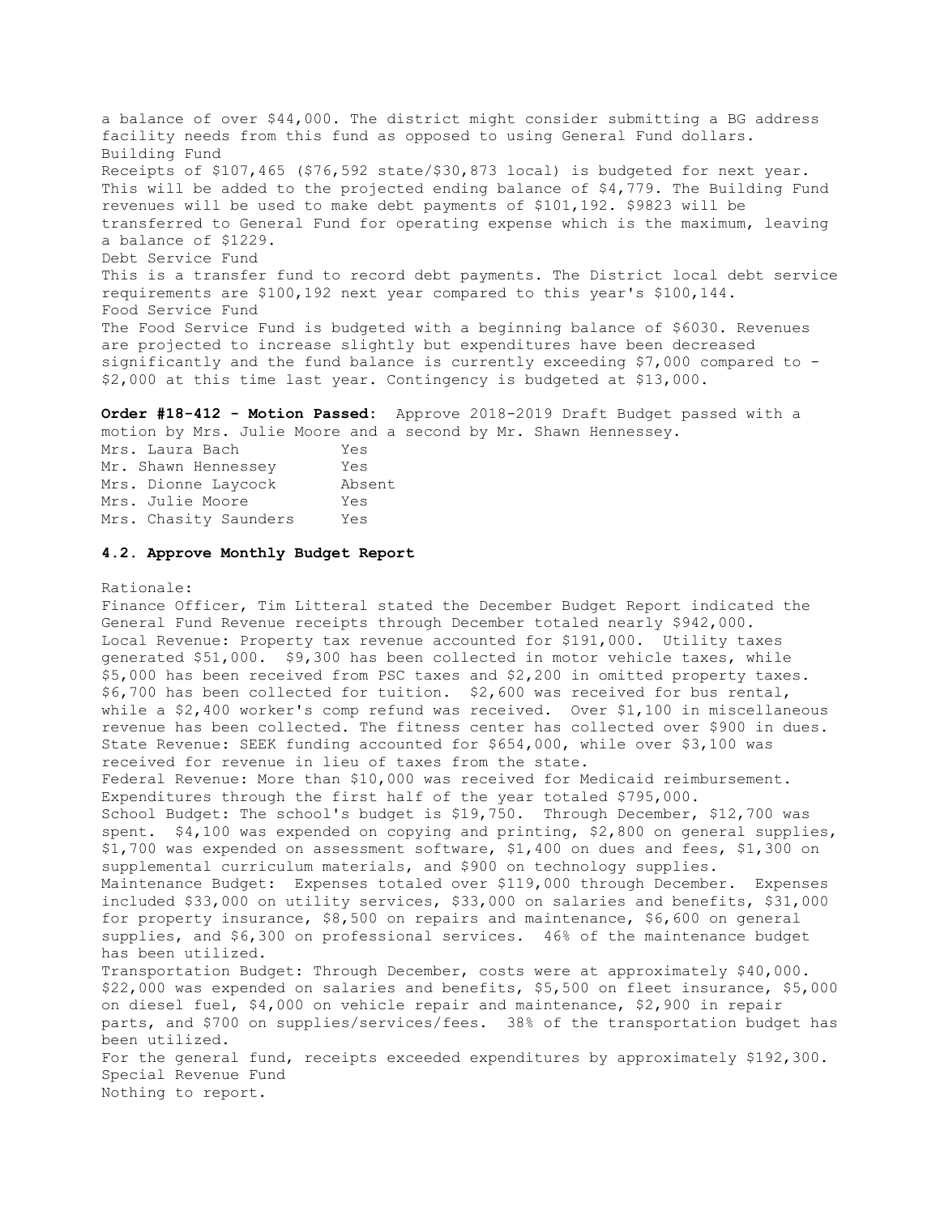a balance of over $44,000. The district might consider submitting a BG address facility needs from this fund as opposed to using General Fund dollars.
Building Fund
Receipts of $107,465 ($76,592 state/$30,873 local) is budgeted for next year. This will be added to the projected ending balance of $4,779. The Building Fund revenues will be used to make debt payments of $101,192. $9823 will be transferred to General Fund for operating expense which is the maximum, leaving a balance of $1229.
Debt Service Fund
This is a transfer fund to record debt payments. The District local debt service requirements are $100,192 next year compared to this year's $100,144.
Food Service Fund
The Food Service Fund is budgeted with a beginning balance of $6030. Revenues are projected to increase slightly but expenditures have been decreased significantly and the fund balance is currently exceeding $7,000 compared to -$2,000 at this time last year. Contingency is budgeted at $13,000.

**Order #18-412 - Motion Passed:** Approve 2018-2019 Draft Budget passed with a motion by Mrs. Julie Moore and a second by Mr. Shawn Hennessey.

| | |
|---|---|
| Mrs. Laura Bach | Yes |
| Mr. Shawn Hennessey | Yes |
| Mrs. Dionne Laycock | Absent |
| Mrs. Julie Moore | Yes |
| Mrs. Chasity Saunders | Yes |

#### 4.2. Approve Monthly Budget Report

Rationale:
Finance Officer, Tim Litteral stated the December Budget Report indicated the General Fund Revenue receipts through December totaled nearly $942,000.
Local Revenue: Property tax revenue accounted for $191,000. Utility taxes generated $51,000. $9,300 has been collected in motor vehicle taxes, while $5,000 has been received from PSC taxes and $2,200 in omitted property taxes. $6,700 has been collected for tuition. $2,600 was received for bus rental, while a $2,400 worker's comp refund was received. Over $1,100 in miscellaneous revenue has been collected. The fitness center has collected over $900 in dues.
State Revenue: SEEK funding accounted for $654,000, while over $3,100 was received for revenue in lieu of taxes from the state.
Federal Revenue: More than $10,000 was received for Medicaid reimbursement.
Expenditures through the first half of the year totaled $795,000.
School Budget: The school's budget is $19,750. Through December, $12,700 was spent. $4,100 was expended on copying and printing, $2,800 on general supplies, $1,700 was expended on assessment software, $1,400 on dues and fees, $1,300 on supplemental curriculum materials, and $900 on technology supplies.
Maintenance Budget: Expenses totaled over $119,000 through December. Expenses included $33,000 on utility services, $33,000 on salaries and benefits, $31,000 for property insurance, $8,500 on repairs and maintenance, $6,600 on general supplies, and $6,300 on professional services. 46% of the maintenance budget has been utilized.
Transportation Budget: Through December, costs were at approximately $40,000. $22,000 was expended on salaries and benefits, $5,500 on fleet insurance, $5,000 on diesel fuel, $4,000 on vehicle repair and maintenance, $2,900 in repair parts, and $700 on supplies/services/fees. 38% of the transportation budget has been utilized.
For the general fund, receipts exceeded expenditures by approximately $192,300.
Special Revenue Fund
Nothing to report.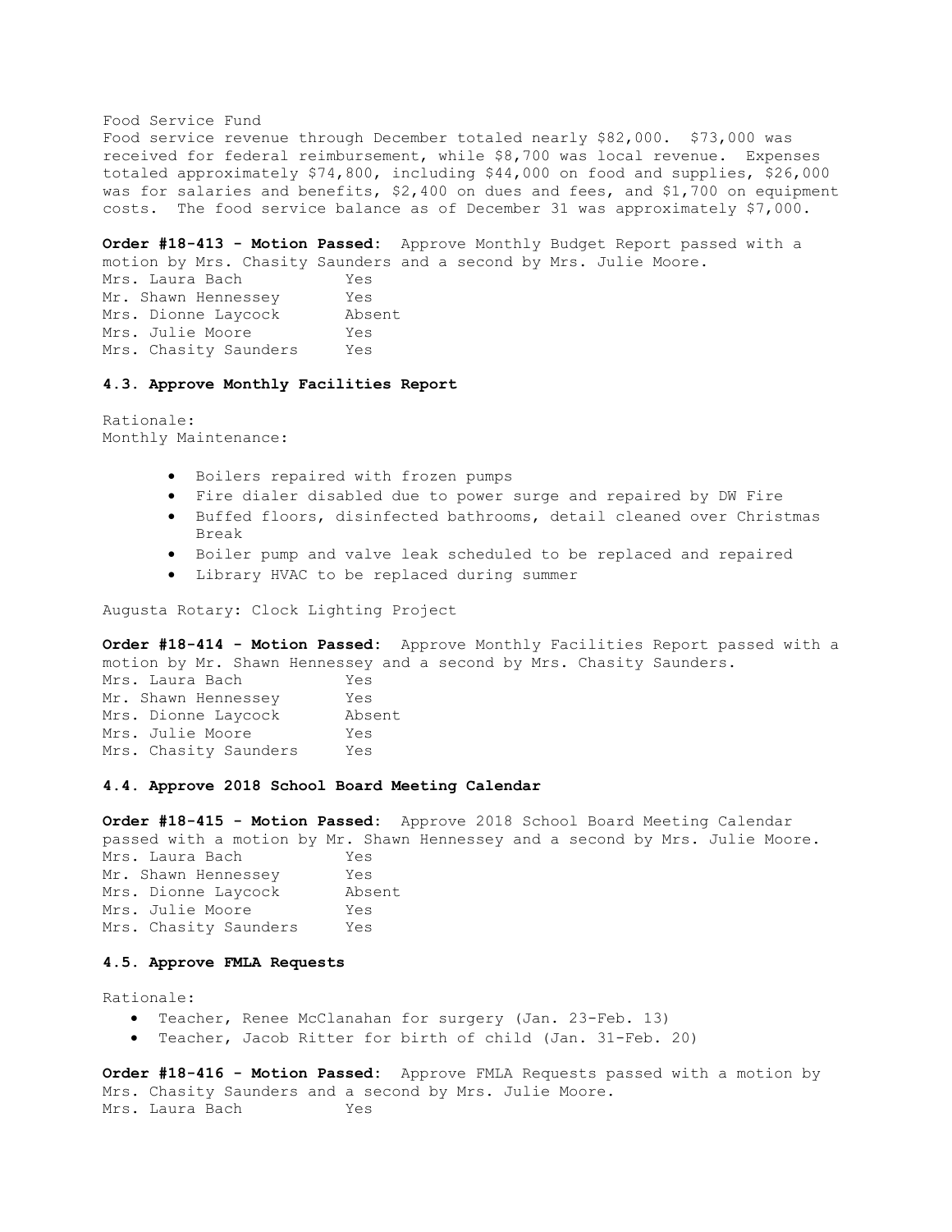Food Service Fund
Food service revenue through December totaled nearly $82,000. $73,000 was received for federal reimbursement, while $8,700 was local revenue. Expenses totaled approximately $74,800, including $44,000 on food and supplies, $26,000 was for salaries and benefits, $2,400 on dues and fees, and $1,700 on equipment costs. The food service balance as of December 31 was approximately $7,000.

**Order #18-413 - Motion Passed:** Approve Monthly Budget Report passed with a motion by Mrs. Chasity Saunders and a second by Mrs. Julie Moore.

| | |
|---|---|
| Mrs. Laura Bach | Yes |
| Mr. Shawn Hennessey | Yes |
| Mrs. Dionne Laycock | Absent |
| Mrs. Julie Moore | Yes |
| Mrs. Chasity Saunders | Yes |

### 4.3. Approve Monthly Facilities Report

Rationale:
Monthly Maintenance:

- Boilers repaired with frozen pumps
- Fire dialer disabled due to power surge and repaired by DW Fire
- Buffed floors, disinfected bathrooms, detail cleaned over Christmas Break
- Boiler pump and valve leak scheduled to be replaced and repaired
- Library HVAC to be replaced during summer

Augusta Rotary: Clock Lighting Project

**Order #18-414 - Motion Passed:** Approve Monthly Facilities Report passed with a motion by Mr. Shawn Hennessey and a second by Mrs. Chasity Saunders.

| | |
|---|---|
| Mrs. Laura Bach | Yes |
| Mr. Shawn Hennessey | Yes |
| Mrs. Dionne Laycock | Absent |
| Mrs. Julie Moore | Yes |
| Mrs. Chasity Saunders | Yes |

### 4.4. Approve 2018 School Board Meeting Calendar

**Order #18-415 - Motion Passed:** Approve 2018 School Board Meeting Calendar passed with a motion by Mr. Shawn Hennessey and a second by Mrs. Julie Moore.

| | |
|---|---|
| Mrs. Laura Bach | Yes |
| Mr. Shawn Hennessey | Yes |
| Mrs. Dionne Laycock | Absent |
| Mrs. Julie Moore | Yes |
| Mrs. Chasity Saunders | Yes |

### 4.5. Approve FMLA Requests

Rationale:

- Teacher, Renee McClanahan for surgery (Jan. 23-Feb. 13)
- Teacher, Jacob Ritter for birth of child (Jan. 31-Feb. 20)

**Order #18-416 - Motion Passed:** Approve FMLA Requests passed with a motion by Mrs. Chasity Saunders and a second by Mrs. Julie Moore.

| | |
|---|---|
| Mrs. Laura Bach | Yes |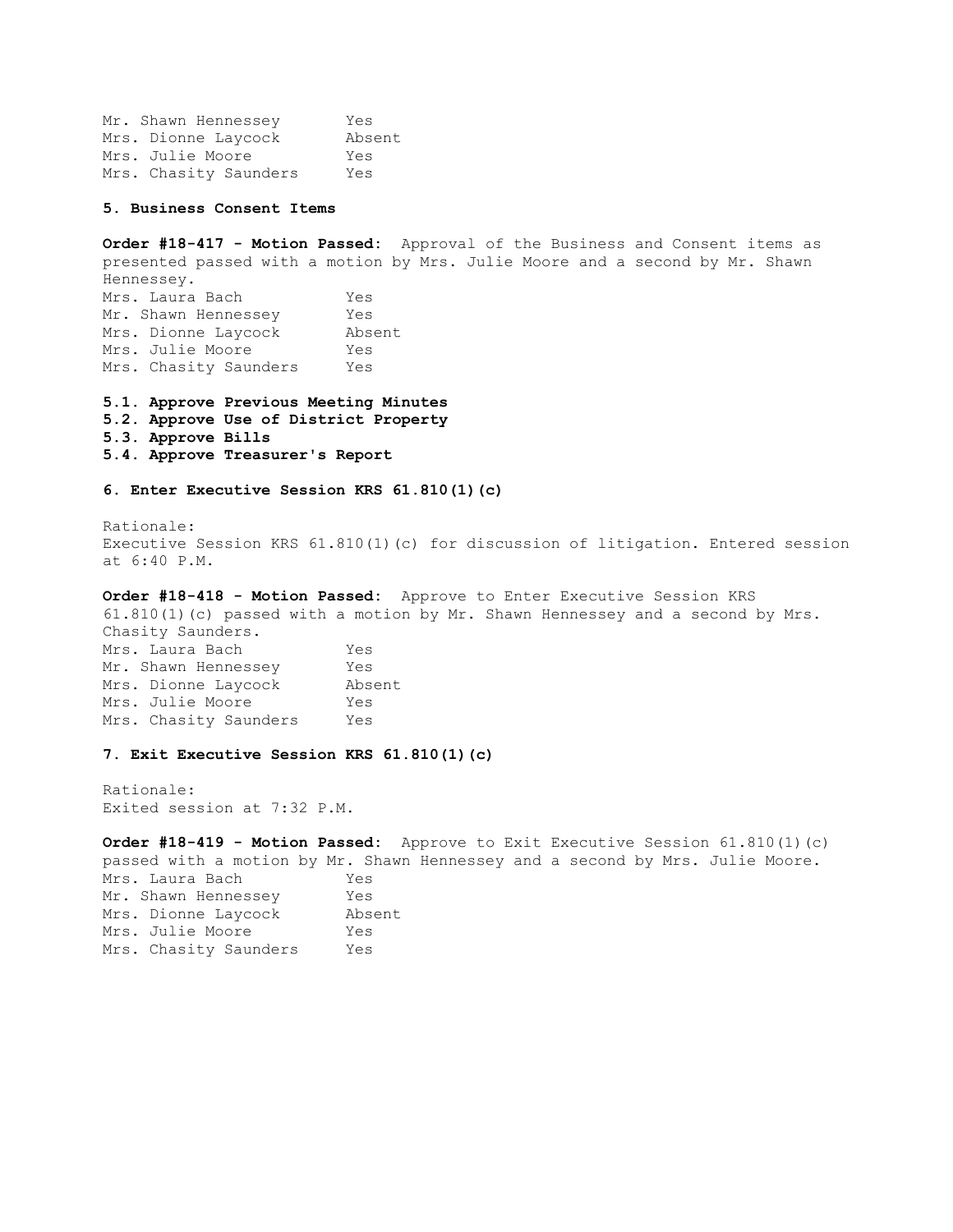| | |
|---|---|
| Mr. Shawn Hennessey | Yes |
| Mrs. Dionne Laycock | Absent |
| Mrs. Julie Moore | Yes |
| Mrs. Chasity Saunders | Yes |

**5. Business Consent Items**

**Order #18-417 - Motion Passed:** Approval of the Business and Consent items as presented passed with a motion by Mrs. Julie Moore and a second by Mr. Shawn Hennessey.

| | |
|---|---|
| Mrs. Laura Bach | Yes |
| Mr. Shawn Hennessey | Yes |
| Mrs. Dionne Laycock | Absent |
| Mrs. Julie Moore | Yes |
| Mrs. Chasity Saunders | Yes |

**5.1. Approve Previous Meeting Minutes**
**5.2. Approve Use of District Property**
**5.3. Approve Bills**
**5.4. Approve Treasurer's Report**

**6. Enter Executive Session KRS 61.810(1)(c)**

Rationale:
Executive Session KRS 61.810(1)(c) for discussion of litigation. Entered session at 6:40 P.M.

**Order #18-418 - Motion Passed:** Approve to Enter Executive Session KRS 61.810(1)(c) passed with a motion by Mr. Shawn Hennessey and a second by Mrs. Chasity Saunders.

| | |
|---|---|
| Mrs. Laura Bach | Yes |
| Mr. Shawn Hennessey | Yes |
| Mrs. Dionne Laycock | Absent |
| Mrs. Julie Moore | Yes |
| Mrs. Chasity Saunders | Yes |

**7. Exit Executive Session KRS 61.810(1)(c)**

Rationale:
Exited session at 7:32 P.M.

**Order #18-419 - Motion Passed:** Approve to Exit Executive Session 61.810(1)(c) passed with a motion by Mr. Shawn Hennessey and a second by Mrs. Julie Moore.

| | |
|---|---|
| Mrs. Laura Bach | Yes |
| Mr. Shawn Hennessey | Yes |
| Mrs. Dionne Laycock | Absent |
| Mrs. Julie Moore | Yes |
| Mrs. Chasity Saunders | Yes |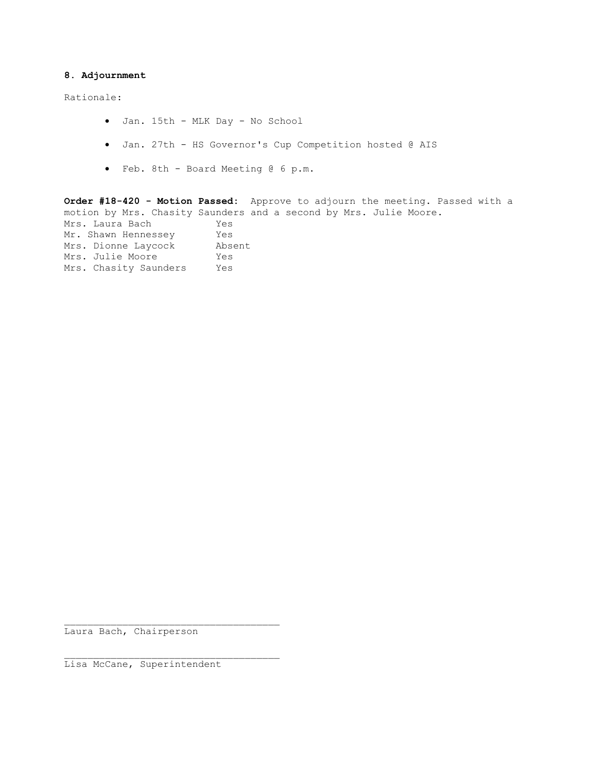### 8. Adjournment

Rationale:

- Jan. 15th - MLK Day - No School
- Jan. 27th - HS Governor's Cup Competition hosted @ AIS
- Feb. 8th - Board Meeting @ 6 p.m.

**Order #18-420 - Motion Passed:** Approve to adjourn the meeting. Passed with a motion by Mrs. Chasity Saunders and a second by Mrs. Julie Moore.

| | |
|---|---|
| Mrs. Laura Bach | Yes |
| Mr. Shawn Hennessey | Yes |
| Mrs. Dionne Laycock | Absent |
| Mrs. Julie Moore | Yes |
| Mrs. Chasity Saunders | Yes |

_____________________________________
Laura Bach, Chairperson

_____________________________________
Lisa McCane, Superintendent